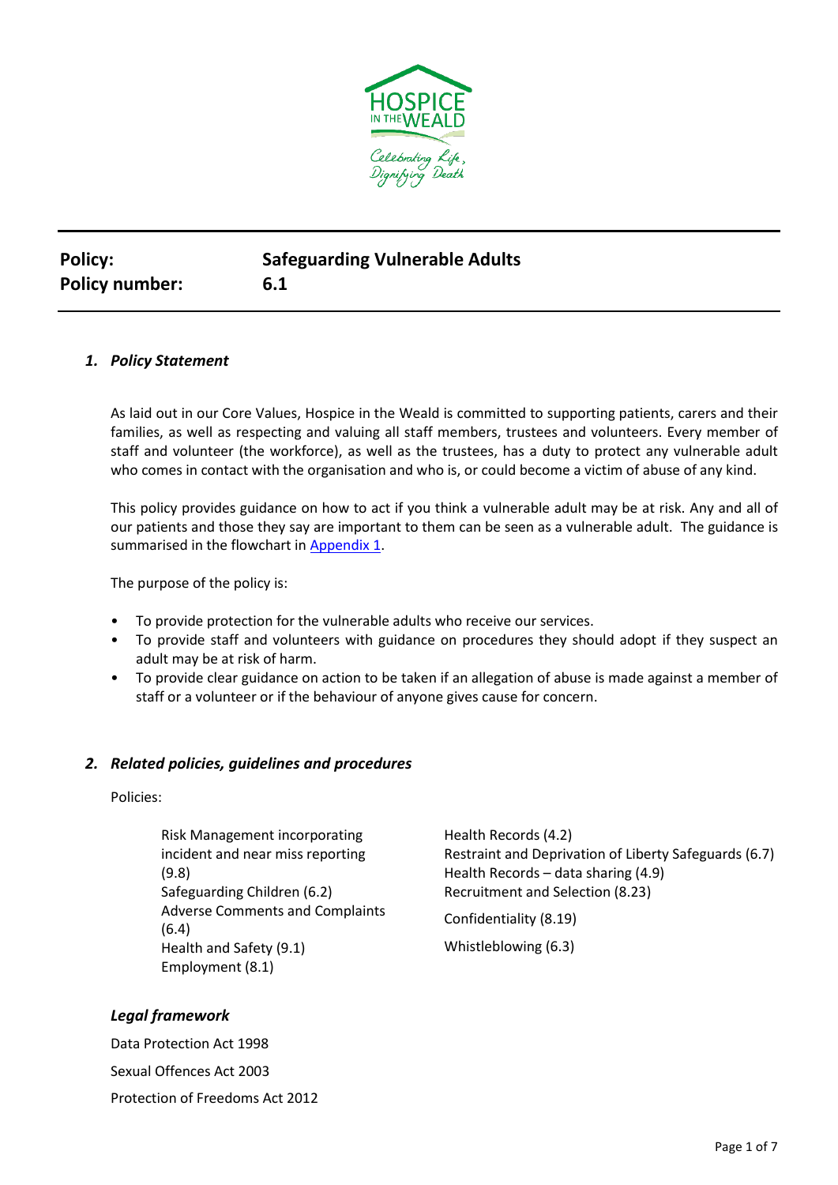**Policy:** **Safeguarding Vulnerable Adults**
**Policy number:** **6.1**

## 1. *Policy Statement*

As laid out in our Core Values, Hospice in the Weald is committed to supporting patients, carers and their families, as well as respecting and valuing all staff members, trustees and volunteers. Every member of staff and volunteer (the workforce), as well as the trustees, has a duty to protect any vulnerable adult who comes in contact with the organisation and who is, or could become a victim of abuse of any kind.

This policy provides guidance on how to act if you think a vulnerable adult may be at risk. Any and all of our patients and those they say are important to them can be seen as a vulnerable adult. The guidance is summarised in the flowchart in Appendix 1.

The purpose of the policy is:

- To provide protection for the vulnerable adults who receive our services.
- To provide staff and volunteers with guidance on procedures they should adopt if they suspect an adult may be at risk of harm.
- To provide clear guidance on action to be taken if an allegation of abuse is made against a member of staff or a volunteer or if the behaviour of anyone gives cause for concern.

## 2. *Related policies, guidelines and procedures*

Policies:

- Risk Management incorporating incident and near miss reporting (9.8)
- Safeguarding Children (6.2)
- Adverse Comments and Complaints (6.4)
- Health and Safety (9.1)
- Employment (8.1)
- Health Records (4.2)
- Restraint and Deprivation of Liberty Safeguards (6.7)
- Health Records – data sharing (4.9)
- Recruitment and Selection (8.23)
- Confidentiality (8.19)
- Whistleblowing (6.3)

### *Legal framework*

Data Protection Act 1998

Sexual Offences Act 2003

Protection of Freedoms Act 2012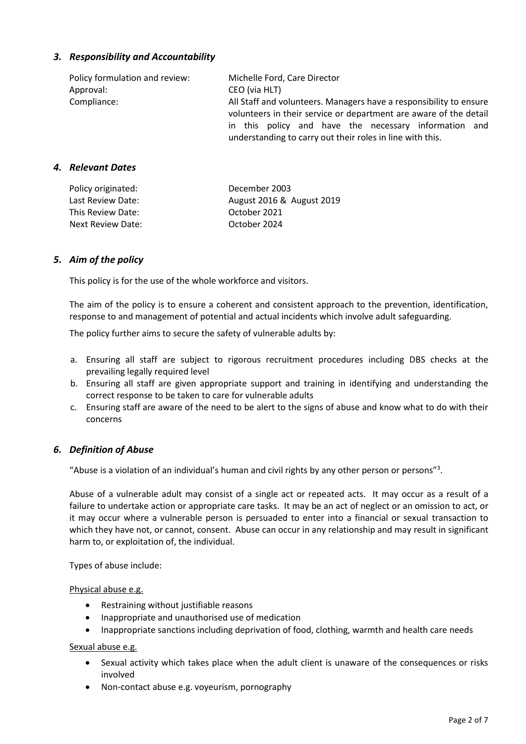## *3. Responsibility and Accountability*

| | |
|---|---|
| Policy formulation and review: | Michelle Ford, Care Director |
| Approval: | CEO (via HLT) |
| Compliance: | All Staff and volunteers. Managers have a responsibility to ensure volunteers in their service or department are aware of the detail in this policy and have the necessary information and understanding to carry out their roles in line with this. |

## *4. Relevant Dates*

| | |
|---|---|
| Policy originated: | December 2003 |
| Last Review Date: | August 2016 & August 2019 |
| This Review Date: | October 2021 |
| Next Review Date: | October 2024 |

## *5. Aim of the policy*

This policy is for the use of the whole workforce and visitors.

The aim of the policy is to ensure a coherent and consistent approach to the prevention, identification, response to and management of potential and actual incidents which involve adult safeguarding.

The policy further aims to secure the safety of vulnerable adults by:

a. Ensuring all staff are subject to rigorous recruitment procedures including DBS checks at the prevailing legally required level
b. Ensuring all staff are given appropriate support and training in identifying and understanding the correct response to be taken to care for vulnerable adults
c. Ensuring staff are aware of the need to be alert to the signs of abuse and know what to do with their concerns

## *6. Definition of Abuse*

"Abuse is a violation of an individual's human and civil rights by any other person or persons"[3].

Abuse of a vulnerable adult may consist of a single act or repeated acts. It may occur as a result of a failure to undertake action or appropriate care tasks. It may be an act of neglect or an omission to act, or it may occur where a vulnerable person is persuaded to enter into a financial or sexual transaction to which they have not, or cannot, consent. Abuse can occur in any relationship and may result in significant harm to, or exploitation of, the individual.

Types of abuse include:

Physical abuse e.g.

- Restraining without justifiable reasons
- Inappropriate and unauthorised use of medication
- Inappropriate sanctions including deprivation of food, clothing, warmth and health care needs

Sexual abuse e.g.

- Sexual activity which takes place when the adult client is unaware of the consequences or risks involved
- Non-contact abuse e.g. voyeurism, pornography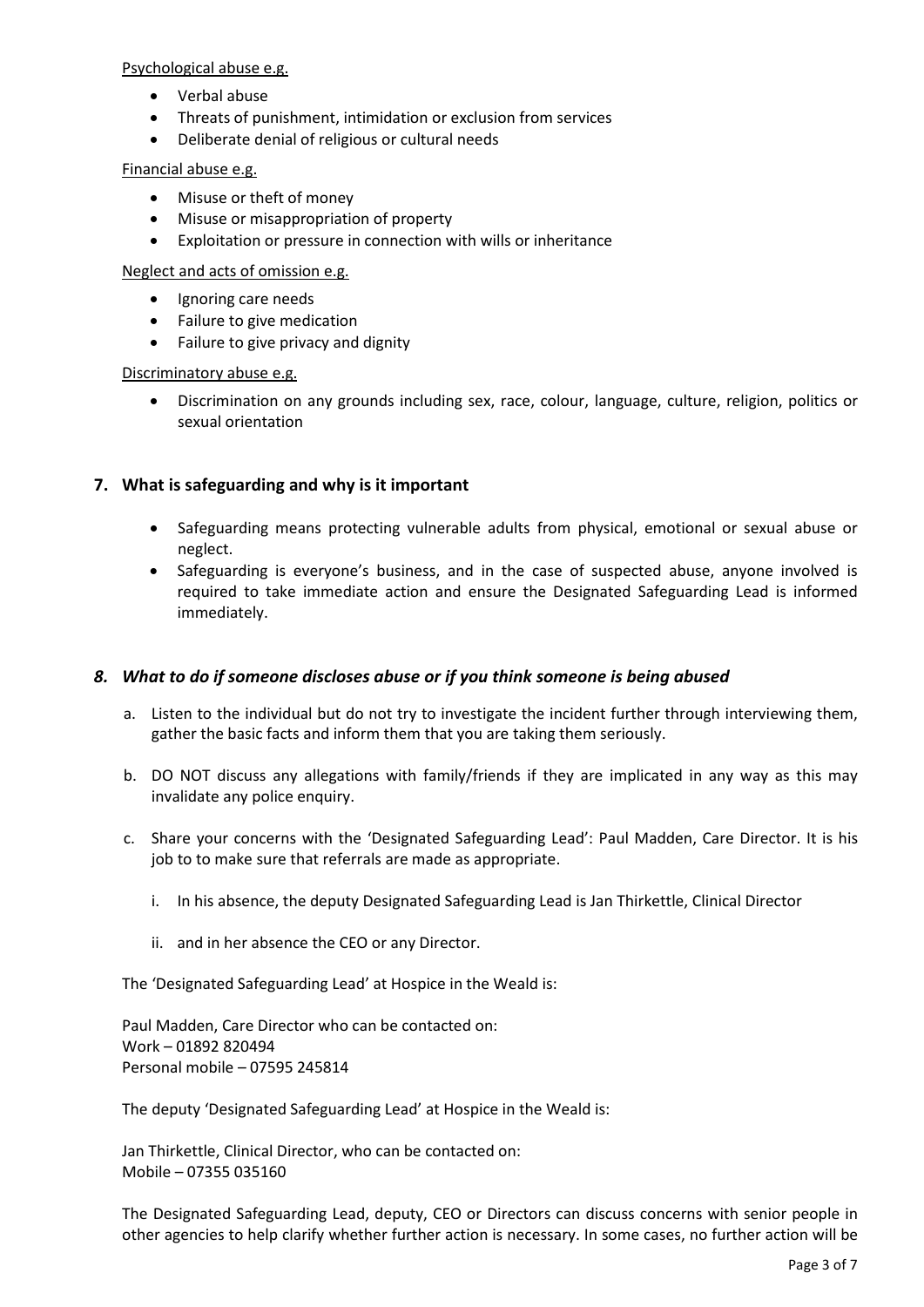Psychological abuse e.g.

- Verbal abuse
- Threats of punishment, intimidation or exclusion from services
- Deliberate denial of religious or cultural needs

Financial abuse e.g.

- Misuse or theft of money
- Misuse or misappropriation of property
- Exploitation or pressure in connection with wills or inheritance

Neglect and acts of omission e.g.

- Ignoring care needs
- Failure to give medication
- Failure to give privacy and dignity

Discriminatory abuse e.g.

- Discrimination on any grounds including sex, race, colour, language, culture, religion, politics or sexual orientation

## 7. What is safeguarding and why is it important

- Safeguarding means protecting vulnerable adults from physical, emotional or sexual abuse or neglect.
- Safeguarding is everyone's business, and in the case of suspected abuse, anyone involved is required to take immediate action and ensure the Designated Safeguarding Lead is informed immediately.

## *8. What to do if someone discloses abuse or if you think someone is being abused*

a. Listen to the individual but do not try to investigate the incident further through interviewing them, gather the basic facts and inform them that you are taking them seriously.

b. DO NOT discuss any allegations with family/friends if they are implicated in any way as this may invalidate any police enquiry.

c. Share your concerns with the 'Designated Safeguarding Lead': Paul Madden, Care Director. It is his job to to make sure that referrals are made as appropriate.

   i. In his absence, the deputy Designated Safeguarding Lead is Jan Thirkettle, Clinical Director

   ii. and in her absence the CEO or any Director.

The 'Designated Safeguarding Lead' at Hospice in the Weald is:

Paul Madden, Care Director who can be contacted on:
Work – 01892 820494
Personal mobile – 07595 245814

The deputy 'Designated Safeguarding Lead' at Hospice in the Weald is:

Jan Thirkettle, Clinical Director, who can be contacted on:
Mobile – 07355 035160

The Designated Safeguarding Lead, deputy, CEO or Directors can discuss concerns with senior people in other agencies to help clarify whether further action is necessary. In some cases, no further action will be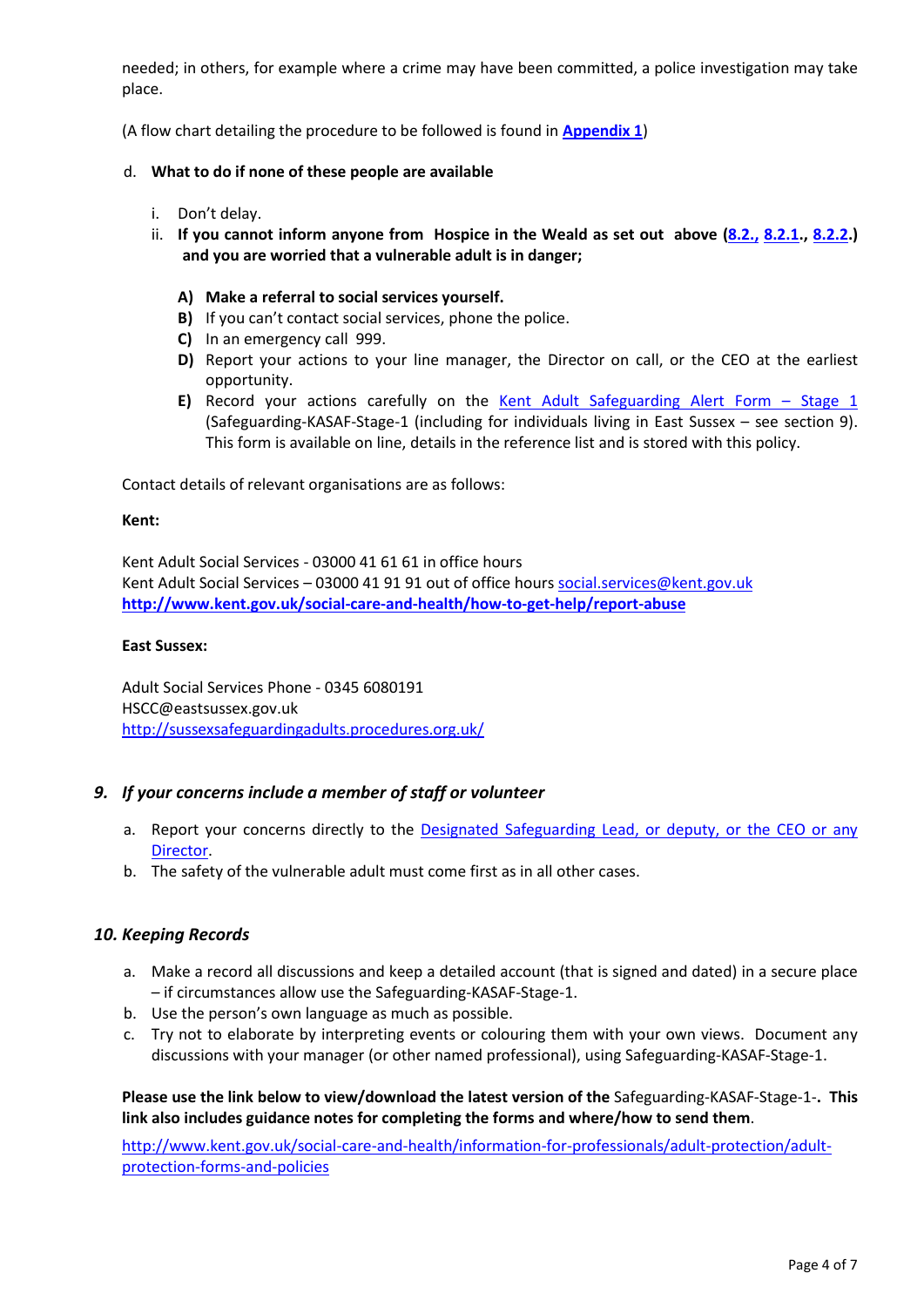needed; in others, for example where a crime may have been committed, a police investigation may take place.

(A flow chart detailing the procedure to be followed is found in **Appendix 1**)

d. **What to do if none of these people are available**

   i. Don't delay.
   ii. **If you cannot inform anyone from Hospice in the Weald as set out above (8.2., 8.2.1., 8.2.2.) and you are worried that a vulnerable adult is in danger;**

      **A)** **Make a referral to social services yourself.**
      **B)** If you can't contact social services, phone the police.
      **C)** In an emergency call 999.
      **D)** Report your actions to your line manager, the Director on call, or the CEO at the earliest opportunity.
      **E)** Record your actions carefully on the Kent Adult Safeguarding Alert Form – Stage 1 (Safeguarding-KASAF-Stage-1 (including for individuals living in East Sussex – see section 9). This form is available on line, details in the reference list and is stored with this policy.

Contact details of relevant organisations are as follows:

**Kent:**

Kent Adult Social Services - 03000 41 61 61 in office hours
Kent Adult Social Services – 03000 41 91 91 out of office hours social.services@kent.gov.uk
**http://www.kent.gov.uk/social-care-and-health/how-to-get-help/report-abuse**

**East Sussex:**

Adult Social Services Phone - 0345 6080191
HSCC@eastsussex.gov.uk
http://sussexsafeguardingadults.procedures.org.uk/

## *9. If your concerns include a member of staff or volunteer*

a. Report your concerns directly to the Designated Safeguarding Lead, or deputy, or the CEO or any Director.
b. The safety of the vulnerable adult must come first as in all other cases.

## *10. Keeping Records*

a. Make a record all discussions and keep a detailed account (that is signed and dated) in a secure place – if circumstances allow use the Safeguarding-KASAF-Stage-1.
b. Use the person's own language as much as possible.
c. Try not to elaborate by interpreting events or colouring them with your own views. Document any discussions with your manager (or other named professional), using Safeguarding-KASAF-Stage-1.

**Please use the link below to view/download the latest version of the** Safeguarding-KASAF-Stage-1-**. This link also includes guidance notes for completing the forms and where/how to send them**.

http://www.kent.gov.uk/social-care-and-health/information-for-professionals/adult-protection/adult-protection-forms-and-policies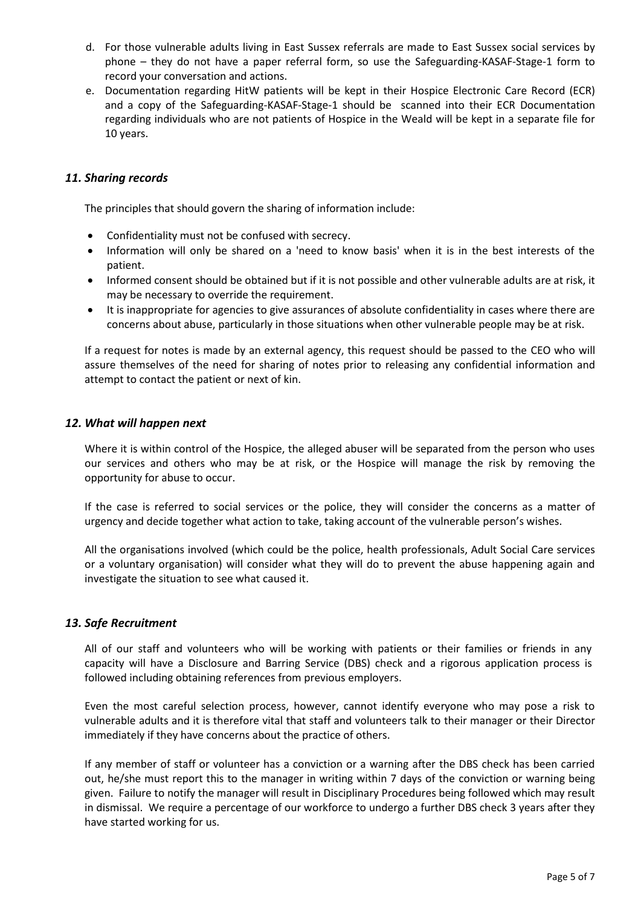d. For those vulnerable adults living in East Sussex referrals are made to East Sussex social services by phone – they do not have a paper referral form, so use the Safeguarding-KASAF-Stage-1 form to record your conversation and actions.
e. Documentation regarding HitW patients will be kept in their Hospice Electronic Care Record (ECR) and a copy of the Safeguarding-KASAF-Stage-1 should be scanned into their ECR Documentation regarding individuals who are not patients of Hospice in the Weald will be kept in a separate file for 10 years.

### *11. Sharing records*

The principles that should govern the sharing of information include:

- Confidentiality must not be confused with secrecy.
- Information will only be shared on a 'need to know basis' when it is in the best interests of the patient.
- Informed consent should be obtained but if it is not possible and other vulnerable adults are at risk, it may be necessary to override the requirement.
- It is inappropriate for agencies to give assurances of absolute confidentiality in cases where there are concerns about abuse, particularly in those situations when other vulnerable people may be at risk.

If a request for notes is made by an external agency, this request should be passed to the CEO who will assure themselves of the need for sharing of notes prior to releasing any confidential information and attempt to contact the patient or next of kin.

### *12. What will happen next*

Where it is within control of the Hospice, the alleged abuser will be separated from the person who uses our services and others who may be at risk, or the Hospice will manage the risk by removing the opportunity for abuse to occur.

If the case is referred to social services or the police, they will consider the concerns as a matter of urgency and decide together what action to take, taking account of the vulnerable person's wishes.

All the organisations involved (which could be the police, health professionals, Adult Social Care services or a voluntary organisation) will consider what they will do to prevent the abuse happening again and investigate the situation to see what caused it.

### *13. Safe Recruitment*

All of our staff and volunteers who will be working with patients or their families or friends in any capacity will have a Disclosure and Barring Service (DBS) check and a rigorous application process is followed including obtaining references from previous employers.

Even the most careful selection process, however, cannot identify everyone who may pose a risk to vulnerable adults and it is therefore vital that staff and volunteers talk to their manager or their Director immediately if they have concerns about the practice of others.

If any member of staff or volunteer has a conviction or a warning after the DBS check has been carried out, he/she must report this to the manager in writing within 7 days of the conviction or warning being given. Failure to notify the manager will result in Disciplinary Procedures being followed which may result in dismissal. We require a percentage of our workforce to undergo a further DBS check 3 years after they have started working for us.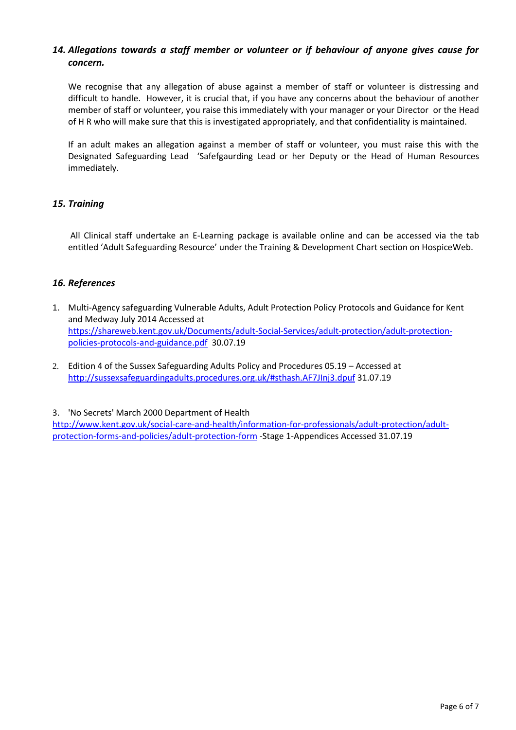## *14. Allegations towards a staff member or volunteer or if behaviour of anyone gives cause for concern.*

We recognise that any allegation of abuse against a member of staff or volunteer is distressing and difficult to handle. However, it is crucial that, if you have any concerns about the behaviour of another member of staff or volunteer, you raise this immediately with your manager or your Director or the Head of H R who will make sure that this is investigated appropriately, and that confidentiality is maintained.

If an adult makes an allegation against a member of staff or volunteer, you must raise this with the Designated Safeguarding Lead 'Safefgaurding Lead or her Deputy or the Head of Human Resources immediately.

## *15. Training*

All Clinical staff undertake an E-Learning package is available online and can be accessed via the tab entitled 'Adult Safeguarding Resource' under the Training & Development Chart section on HospiceWeb.

## *16. References*

1. Multi-Agency safeguarding Vulnerable Adults, Adult Protection Policy Protocols and Guidance for Kent and Medway July 2014 Accessed at https://shareweb.kent.gov.uk/Documents/adult-Social-Services/adult-protection/adult-protection-policies-protocols-and-guidance.pdf 30.07.19

2. Edition 4 of the Sussex Safeguarding Adults Policy and Procedures 05.19 – Accessed at http://sussexsafeguardingadults.procedures.org.uk/#sthash.AF7JInj3.dpuf 31.07.19

3. 'No Secrets' March 2000 Department of Health http://www.kent.gov.uk/social-care-and-health/information-for-professionals/adult-protection/adult-protection-forms-and-policies/adult-protection-form -Stage 1-Appendices Accessed 31.07.19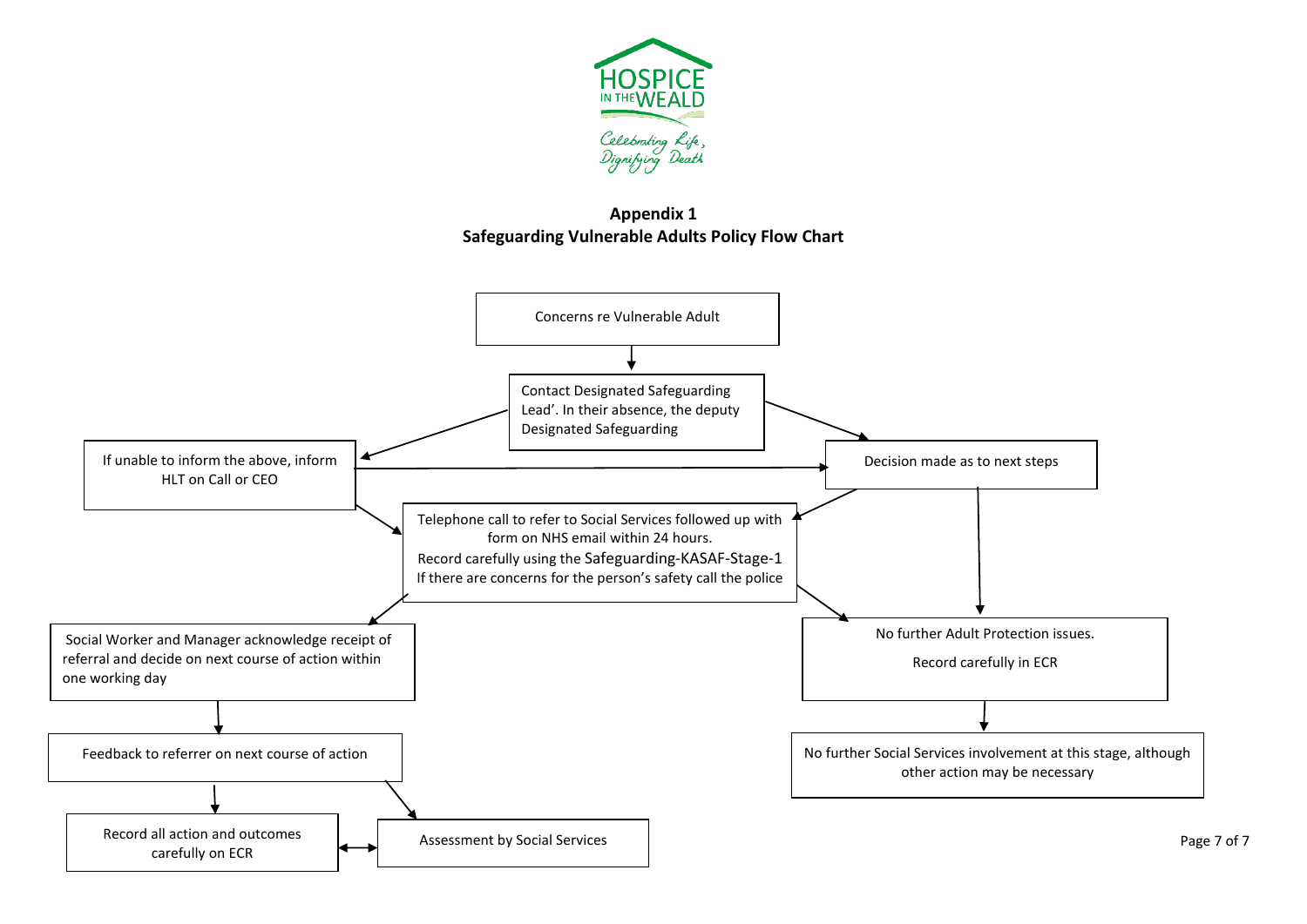HOSPICE IN THE WEALD

Celebrating Life, Dignifying Death

**Appendix 1**
**Safeguarding Vulnerable Adults Policy Flow Chart**

Concerns re Vulnerable Adult

Contact Designated Safeguarding Lead'. In their absence, the deputy Designated Safeguarding

If unable to inform the above, inform HLT on Call or CEO

Decision made as to next steps

Telephone call to refer to Social Services followed up with form on NHS email within 24 hours.
Record carefully using the Safeguarding-KASAF-Stage-1
If there are concerns for the person's safety call the police

Social Worker and Manager acknowledge receipt of referral and decide on next course of action within one working day

No further Adult Protection issues.

Record carefully in ECR

Feedback to referrer on next course of action

No further Social Services involvement at this stage, although other action may be necessary

Record all action and outcomes carefully on ECR

Assessment by Social Services